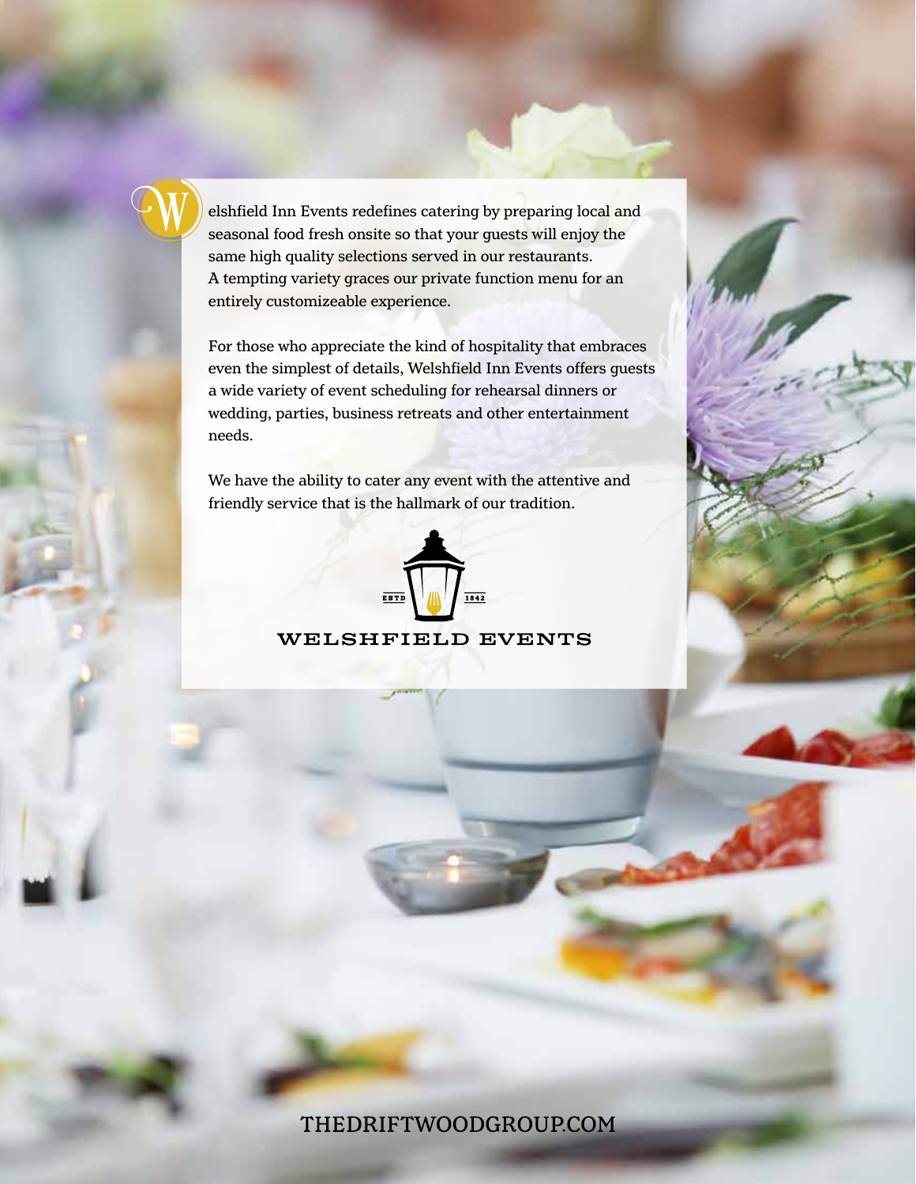Welshfield Inn Events redefines catering by preparing local and seasonal food fresh onsite so that your guests will enjoy the same high quality selections served in our restaurants. A tempting variety graces our private function menu for an entirely customizeable experience.

For those who appreciate the kind of hospitality that embraces even the simplest of details, Welshfield Inn Events offers guests a wide variety of event scheduling for rehearsal dinners or wedding, parties, business retreats and other entertainment needs.

We have the ability to cater any event with the attentive and friendly service that is the hallmark of our tradition.

ESTD 1842

WELSHFIELD EVENTS

THEDRIFTWOODGROUP.COM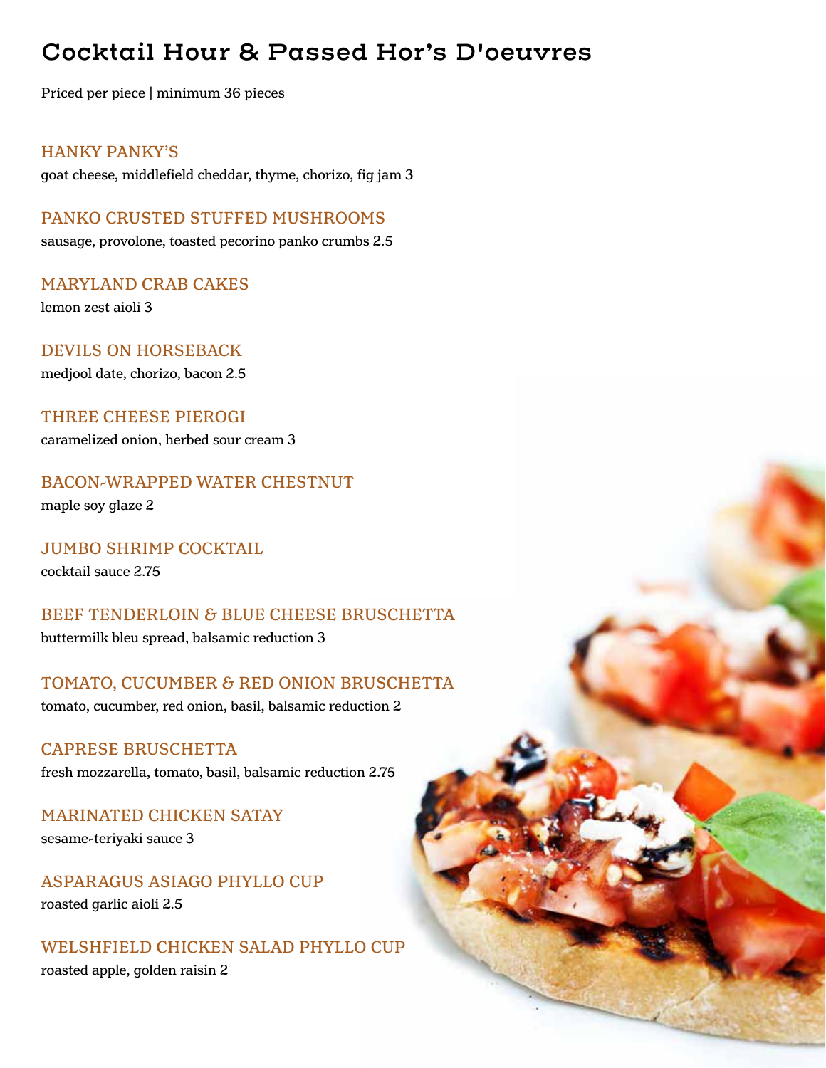# Cocktail Hour & Passed Hor's D'oeuvres

Priced per piece | minimum 36 pieces

### HANKY PANKY'S

goat cheese, middlefield cheddar, thyme, chorizo, fig jam 3

### PANKO CRUSTED STUFFED MUSHROOMS

sausage, provolone, toasted pecorino panko crumbs 2.5

### MARYLAND CRAB CAKES

lemon zest aioli 3

### DEVILS ON HORSEBACK

medjool date, chorizo, bacon 2.5

### THREE CHEESE PIEROGI

caramelized onion, herbed sour cream 3

### BACON-WRAPPED WATER CHESTNUT

maple soy glaze 2

### JUMBO SHRIMP COCKTAIL

cocktail sauce 2.75

### BEEF TENDERLOIN & BLUE CHEESE BRUSCHETTA

buttermilk bleu spread, balsamic reduction 3

### TOMATO, CUCUMBER & RED ONION BRUSCHETTA

tomato, cucumber, red onion, basil, balsamic reduction 2

### CAPRESE BRUSCHETTA

fresh mozzarella, tomato, basil, balsamic reduction 2.75

### MARINATED CHICKEN SATAY

sesame-teriyaki sauce 3

### ASPARAGUS ASIAGO PHYLLO CUP

roasted garlic aioli 2.5

### WELSHFIELD CHICKEN SALAD PHYLLO CUP

roasted apple, golden raisin 2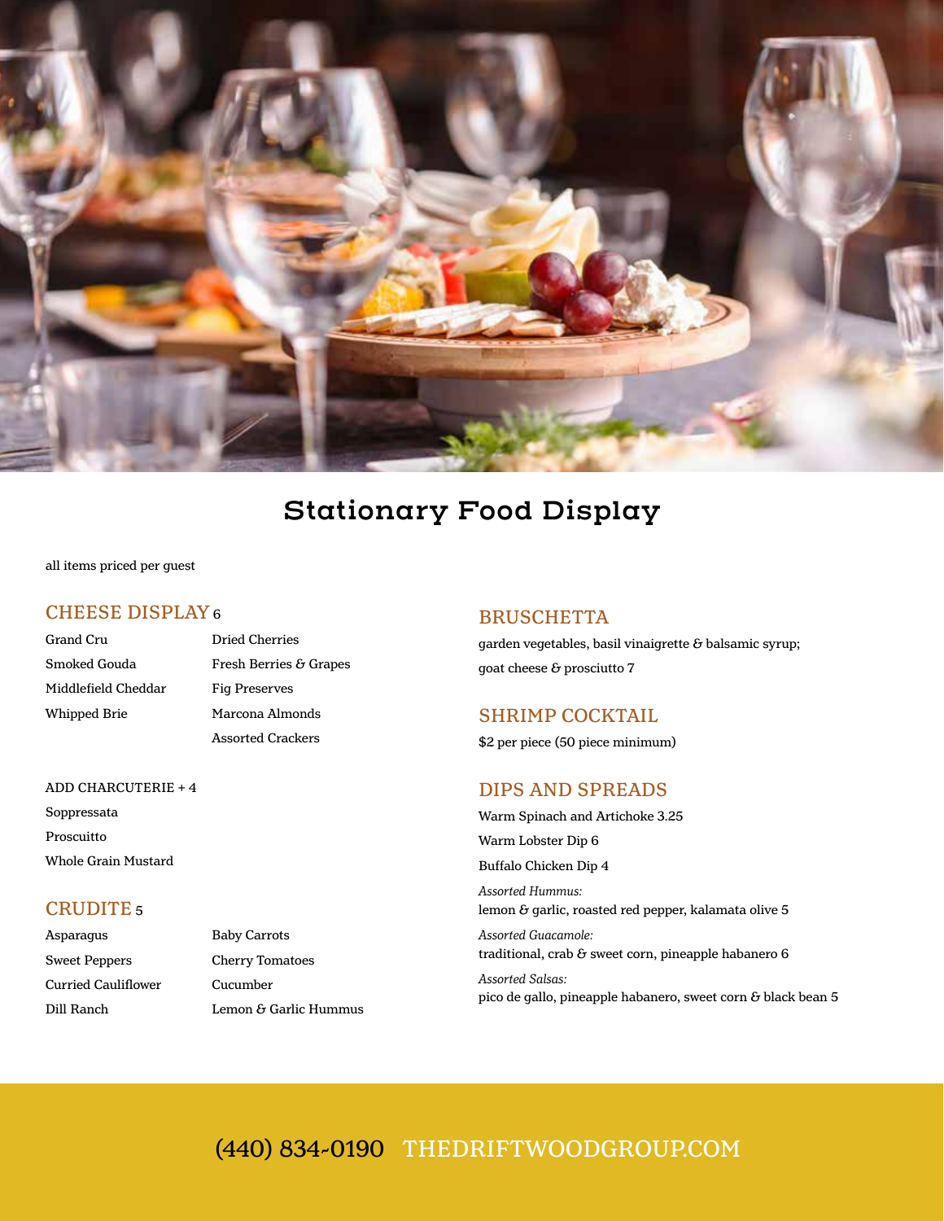# Stationary Food Display

all items priced per guest

## CHEESE DISPLAY 6

- Grand Cru
- Smoked Gouda
- Middlefield Cheddar
- Whipped Brie
- Dried Cherries
- Fresh Berries & Grapes
- Fig Preserves
- Marcona Almonds
- Assorted Crackers

ADD CHARCUTERIE + 4

- Soppressata
- Proscuitto
- Whole Grain Mustard

## CRUDITE 5

- Asparagus
- Sweet Peppers
- Curried Cauliflower
- Dill Ranch
- Baby Carrots
- Cherry Tomatoes
- Cucumber
- Lemon & Garlic Hummus

## BRUSCHETTA

garden vegetables, basil vinaigrette & balsamic syrup; goat cheese & prosciutto 7

## SHRIMP COCKTAIL

$2 per piece (50 piece minimum)

## DIPS AND SPREADS

Warm Spinach and Artichoke 3.25

Warm Lobster Dip 6

Buffalo Chicken Dip 4

*Assorted Hummus:*
lemon & garlic, roasted red pepper, kalamata olive 5

*Assorted Guacamole:*
traditional, crab & sweet corn, pineapple habanero 6

*Assorted Salsas:*
pico de gallo, pineapple habanero, sweet corn & black bean 5

(440) 834-0190 THEDRIFTWOODGROUP.COM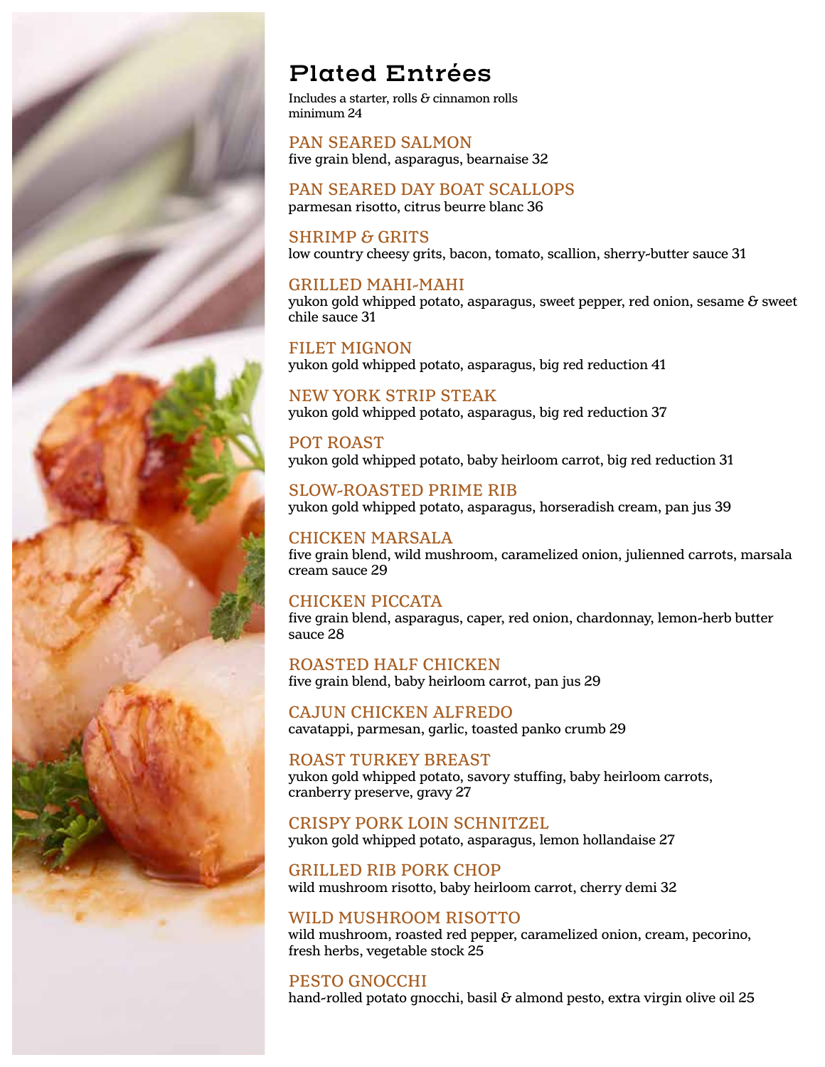# Plated Entrées

Includes a starter, rolls & cinnamon rolls
minimum 24

### PAN SEARED SALMON
five grain blend, asparagus, bearnaise 32

### PAN SEARED DAY BOAT SCALLOPS
parmesan risotto, citrus beurre blanc 36

### SHRIMP & GRITS
low country cheesy grits, bacon, tomato, scallion, sherry-butter sauce 31

### GRILLED MAHI-MAHI
yukon gold whipped potato, asparagus, sweet pepper, red onion, sesame & sweet chile sauce 31

### FILET MIGNON
yukon gold whipped potato, asparagus, big red reduction 41

### NEW YORK STRIP STEAK
yukon gold whipped potato, asparagus, big red reduction 37

### POT ROAST
yukon gold whipped potato, baby heirloom carrot, big red reduction 31

### SLOW-ROASTED PRIME RIB
yukon gold whipped potato, asparagus, horseradish cream, pan jus 39

### CHICKEN MARSALA
five grain blend, wild mushroom, caramelized onion, julienned carrots, marsala cream sauce 29

### CHICKEN PICCATA
five grain blend, asparagus, caper, red onion, chardonnay, lemon-herb butter sauce 28

### ROASTED HALF CHICKEN
five grain blend, baby heirloom carrot, pan jus 29

### CAJUN CHICKEN ALFREDO
cavatappi, parmesan, garlic, toasted panko crumb 29

### ROAST TURKEY BREAST
yukon gold whipped potato, savory stuffing, baby heirloom carrots, cranberry preserve, gravy 27

### CRISPY PORK LOIN SCHNITZEL
yukon gold whipped potato, asparagus, lemon hollandaise 27

### GRILLED RIB PORK CHOP
wild mushroom risotto, baby heirloom carrot, cherry demi 32

### WILD MUSHROOM RISOTTO
wild mushroom, roasted red pepper, caramelized onion, cream, pecorino, fresh herbs, vegetable stock 25

### PESTO GNOCCHI
hand-rolled potato gnocchi, basil & almond pesto, extra virgin olive oil 25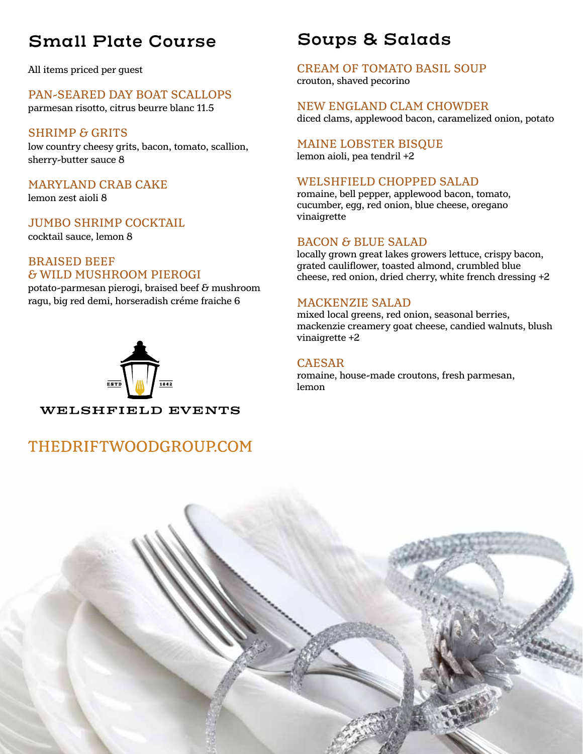## Small Plate Course

All items priced per guest

### PAN-SEARED DAY BOAT SCALLOPS
parmesan risotto, citrus beurre blanc 11.5

### SHRIMP & GRITS
low country cheesy grits, bacon, tomato, scallion, sherry-butter sauce 8

### MARYLAND CRAB CAKE
lemon zest aioli 8

### JUMBO SHRIMP COCKTAIL
cocktail sauce, lemon 8

### BRAISED BEEF & WILD MUSHROOM PIEROGI
potato-parmesan pierogi, braised beef & mushroom ragu, big red demi, horseradish créme fraiche 6

ESTD 1842

WELSHFIELD EVENTS

THEDRIFTWOODGROUP.COM

## Soups & Salads

### CREAM OF TOMATO BASIL SOUP
crouton, shaved pecorino

### NEW ENGLAND CLAM CHOWDER
diced clams, applewood bacon, caramelized onion, potato

### MAINE LOBSTER BISQUE
lemon aioli, pea tendril +2

### WELSHFIELD CHOPPED SALAD
romaine, bell pepper, applewood bacon, tomato, cucumber, egg, red onion, blue cheese, oregano vinaigrette

### BACON & BLUE SALAD
locally grown great lakes growers lettuce, crispy bacon, grated cauliflower, toasted almond, crumbled blue cheese, red onion, dried cherry, white french dressing +2

### MACKENZIE SALAD
mixed local greens, red onion, seasonal berries, mackenzie creamery goat cheese, candied walnuts, blush vinaigrette +2

### CAESAR
romaine, house-made croutons, fresh parmesan, lemon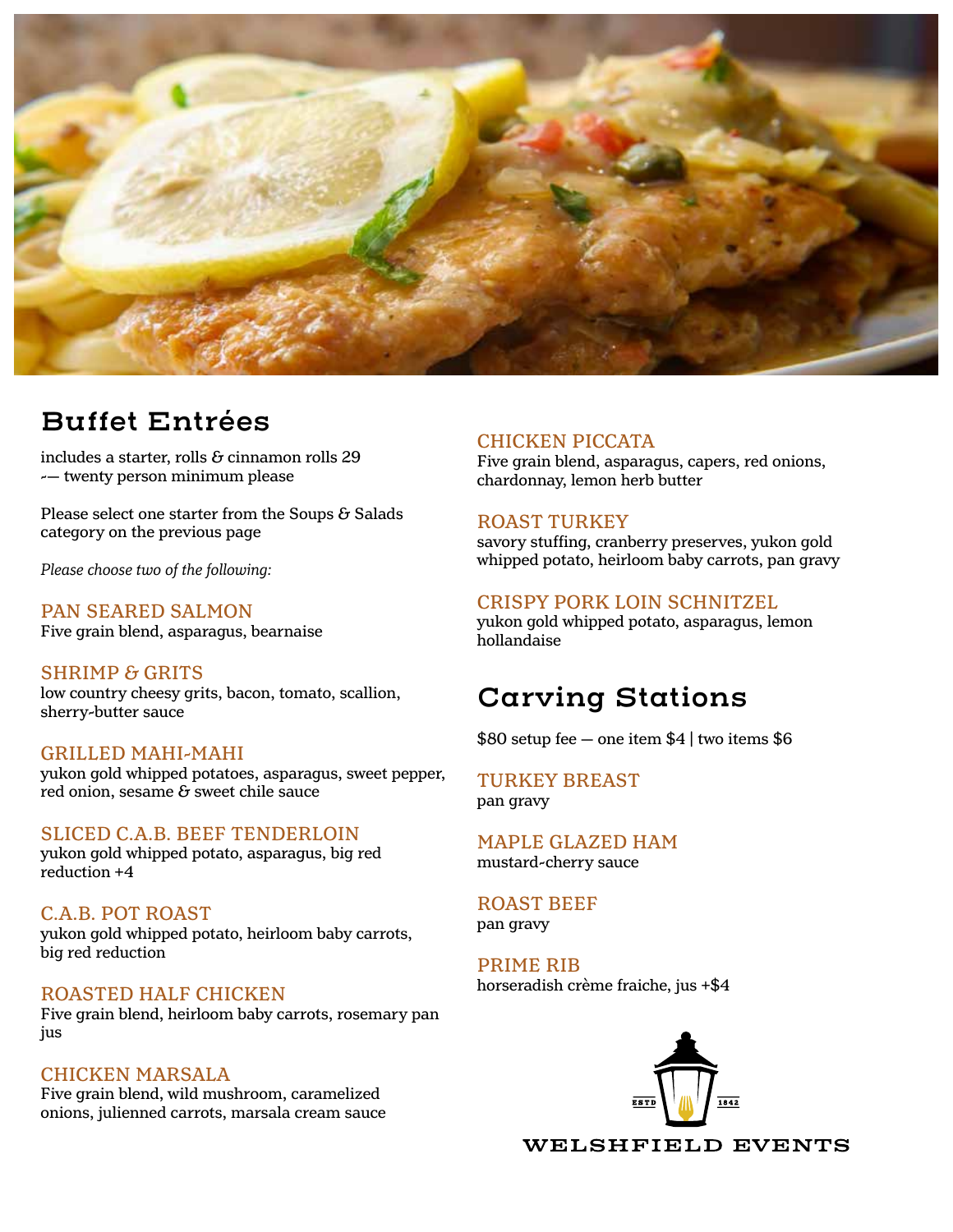## Buffet Entrées

includes a starter, rolls & cinnamon rolls 29
-— twenty person minimum please

Please select one starter from the Soups & Salads category on the previous page

*Please choose two of the following:*

### PAN SEARED SALMON
Five grain blend, asparagus, bearnaise

### SHRIMP & GRITS
low country cheesy grits, bacon, tomato, scallion, sherry-butter sauce

### GRILLED MAHI-MAHI
yukon gold whipped potatoes, asparagus, sweet pepper, red onion, sesame & sweet chile sauce

### SLICED C.A.B. BEEF TENDERLOIN
yukon gold whipped potato, asparagus, big red reduction +4

### C.A.B. POT ROAST
yukon gold whipped potato, heirloom baby carrots, big red reduction

### ROASTED HALF CHICKEN
Five grain blend, heirloom baby carrots, rosemary pan jus

### CHICKEN MARSALA
Five grain blend, wild mushroom, caramelized onions, julienned carrots, marsala cream sauce

### CHICKEN PICCATA
Five grain blend, asparagus, capers, red onions, chardonnay, lemon herb butter

### ROAST TURKEY
savory stuffing, cranberry preserves, yukon gold whipped potato, heirloom baby carrots, pan gravy

### CRISPY PORK LOIN SCHNITZEL
yukon gold whipped potato, asparagus, lemon hollandaise

## Carving Stations

$80 setup fee — one item $4 | two items $6

### TURKEY BREAST
pan gravy

### MAPLE GLAZED HAM
mustard-cherry sauce

### ROAST BEEF
pan gravy

### PRIME RIB
horseradish crème fraiche, jus +$4

ESTD 1842

WELSHFIELD EVENTS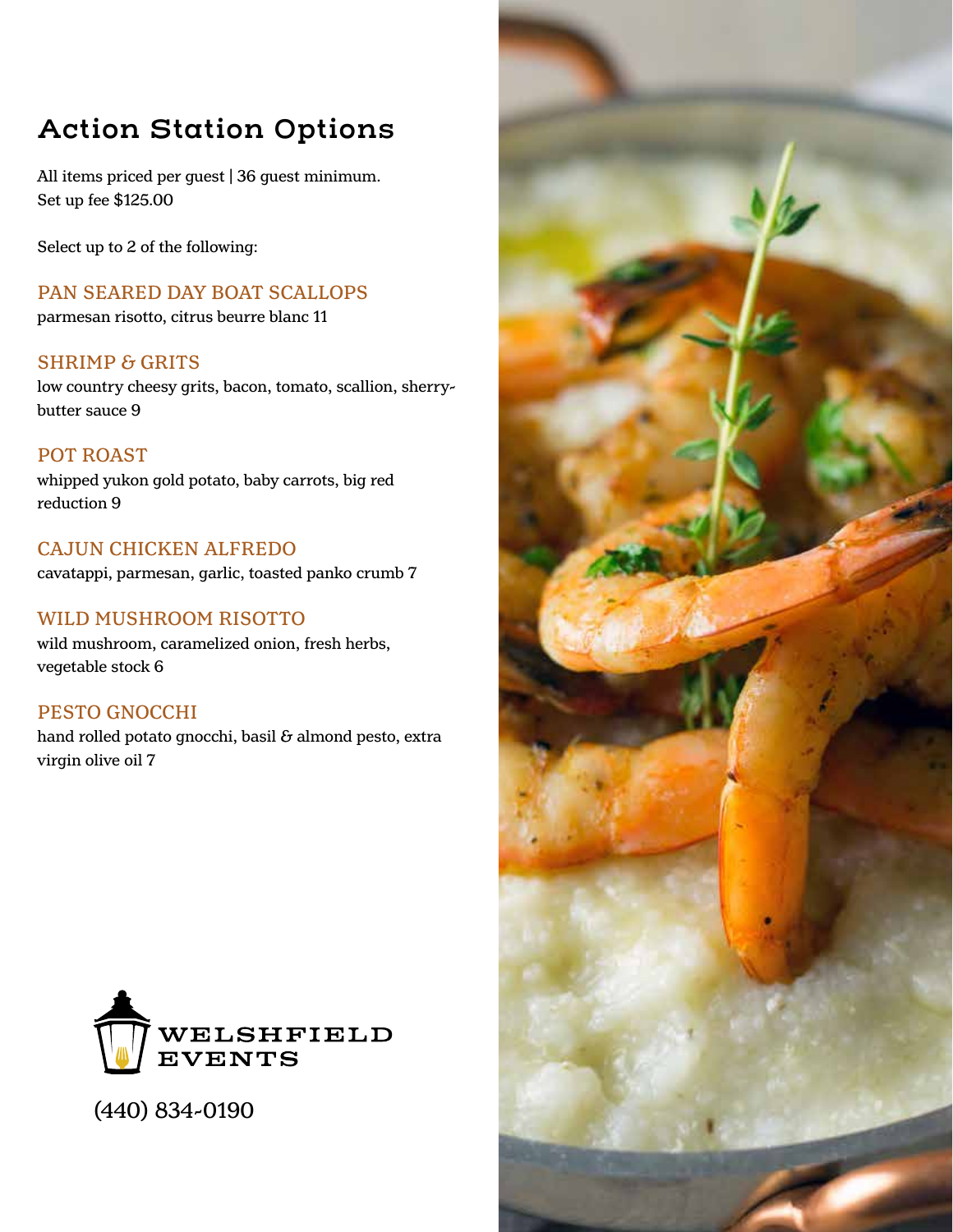# Action Station Options

All items priced per guest | 36 guest minimum.
Set up fee $125.00

Select up to 2 of the following:

### PAN SEARED DAY BOAT SCALLOPS
parmesan risotto, citrus beurre blanc 11

### SHRIMP & GRITS
low country cheesy grits, bacon, tomato, scallion, sherry-butter sauce 9

### POT ROAST
whipped yukon gold potato, baby carrots, big red reduction 9

### CAJUN CHICKEN ALFREDO
cavatappi, parmesan, garlic, toasted panko crumb 7

### WILD MUSHROOM RISOTTO
wild mushroom, caramelized onion, fresh herbs, vegetable stock 6

### PESTO GNOCCHI
hand rolled potato gnocchi, basil & almond pesto, extra virgin olive oil 7

WELSHFIELD EVENTS

(440) 834-0190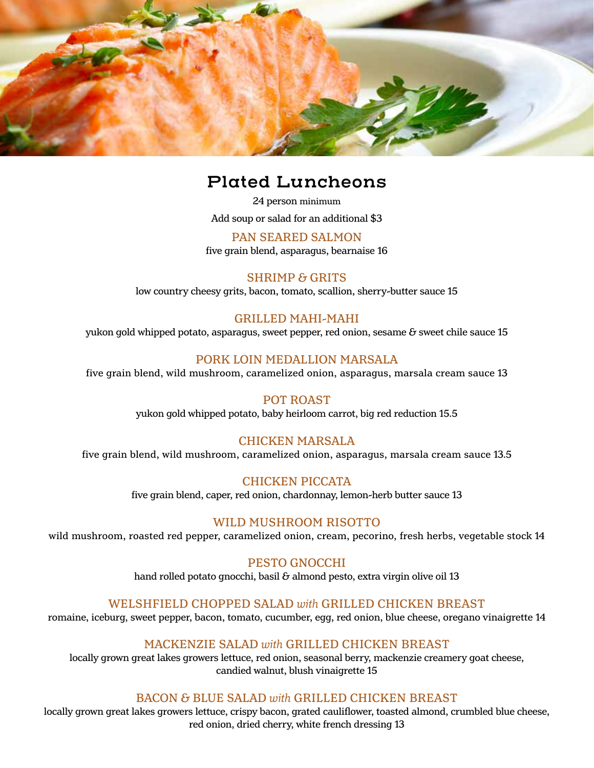# Plated Luncheons

24 person minimum

Add soup or salad for an additional $3

### PAN SEARED SALMON

five grain blend, asparagus, bearnaise 16

### SHRIMP & GRITS

low country cheesy grits, bacon, tomato, scallion, sherry-butter sauce 15

### GRILLED MAHI-MAHI

yukon gold whipped potato, asparagus, sweet pepper, red onion, sesame & sweet chile sauce 15

### PORK LOIN MEDALLION MARSALA

five grain blend, wild mushroom, caramelized onion, asparagus, marsala cream sauce 13

### POT ROAST

yukon gold whipped potato, baby heirloom carrot, big red reduction 15.5

### CHICKEN MARSALA

five grain blend, wild mushroom, caramelized onion, asparagus, marsala cream sauce 13.5

### CHICKEN PICCATA

five grain blend, caper, red onion, chardonnay, lemon-herb butter sauce 13

### WILD MUSHROOM RISOTTO

wild mushroom, roasted red pepper, caramelized onion, cream, pecorino, fresh herbs, vegetable stock 14

### PESTO GNOCCHI

hand rolled potato gnocchi, basil & almond pesto, extra virgin olive oil 13

### WELSHFIELD CHOPPED SALAD *with* GRILLED CHICKEN BREAST

romaine, iceburg, sweet pepper, bacon, tomato, cucumber, egg, red onion, blue cheese, oregano vinaigrette 14

### MACKENZIE SALAD *with* GRILLED CHICKEN BREAST

locally grown great lakes growers lettuce, red onion, seasonal berry, mackenzie creamery goat cheese, candied walnut, blush vinaigrette 15

### BACON & BLUE SALAD *with* GRILLED CHICKEN BREAST

locally grown great lakes growers lettuce, crispy bacon, grated cauliflower, toasted almond, crumbled blue cheese, red onion, dried cherry, white french dressing 13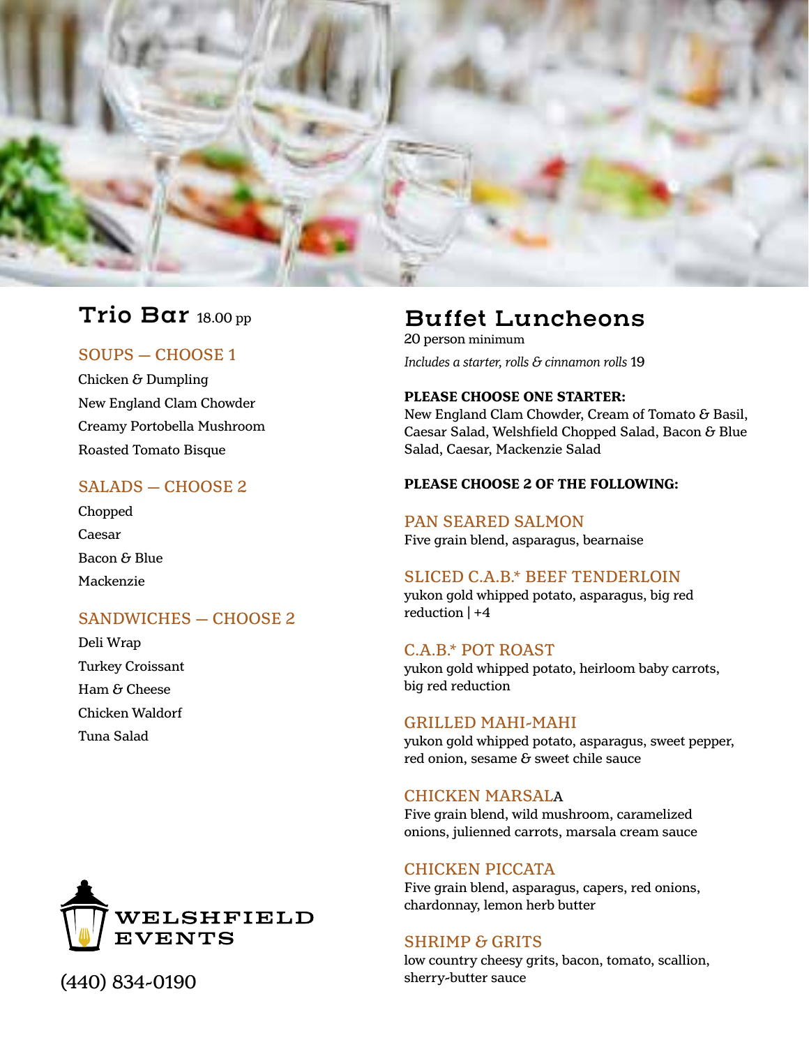## Trio Bar 18.00 pp

### SOUPS — CHOOSE 1

Chicken & Dumpling

New England Clam Chowder

Creamy Portobella Mushroom

Roasted Tomato Bisque

### SALADS — CHOOSE 2

Chopped

Caesar

Bacon & Blue

Mackenzie

### SANDWICHES — CHOOSE 2

Deli Wrap

Turkey Croissant

Ham & Cheese

Chicken Waldorf

Tuna Salad

WELSHFIELD EVENTS

(440) 834-0190

## Buffet Luncheons

20 person minimum

*Includes a starter, rolls & cinnamon rolls* 19

**PLEASE CHOOSE ONE STARTER:**
New England Clam Chowder, Cream of Tomato & Basil, Caesar Salad, Welshfield Chopped Salad, Bacon & Blue Salad, Caesar, Mackenzie Salad

**PLEASE CHOOSE 2 OF THE FOLLOWING:**

### PAN SEARED SALMON

Five grain blend, asparagus, bearnaise

### SLICED C.A.B.* BEEF TENDERLOIN

yukon gold whipped potato, asparagus, big red reduction | +4

### C.A.B.* POT ROAST

yukon gold whipped potato, heirloom baby carrots, big red reduction

### GRILLED MAHI-MAHI

yukon gold whipped potato, asparagus, sweet pepper, red onion, sesame & sweet chile sauce

### CHICKEN MARSALA

Five grain blend, wild mushroom, caramelized onions, julienned carrots, marsala cream sauce

### CHICKEN PICCATA

Five grain blend, asparagus, capers, red onions, chardonnay, lemon herb butter

### SHRIMP & GRITS

low country cheesy grits, bacon, tomato, scallion, sherry-butter sauce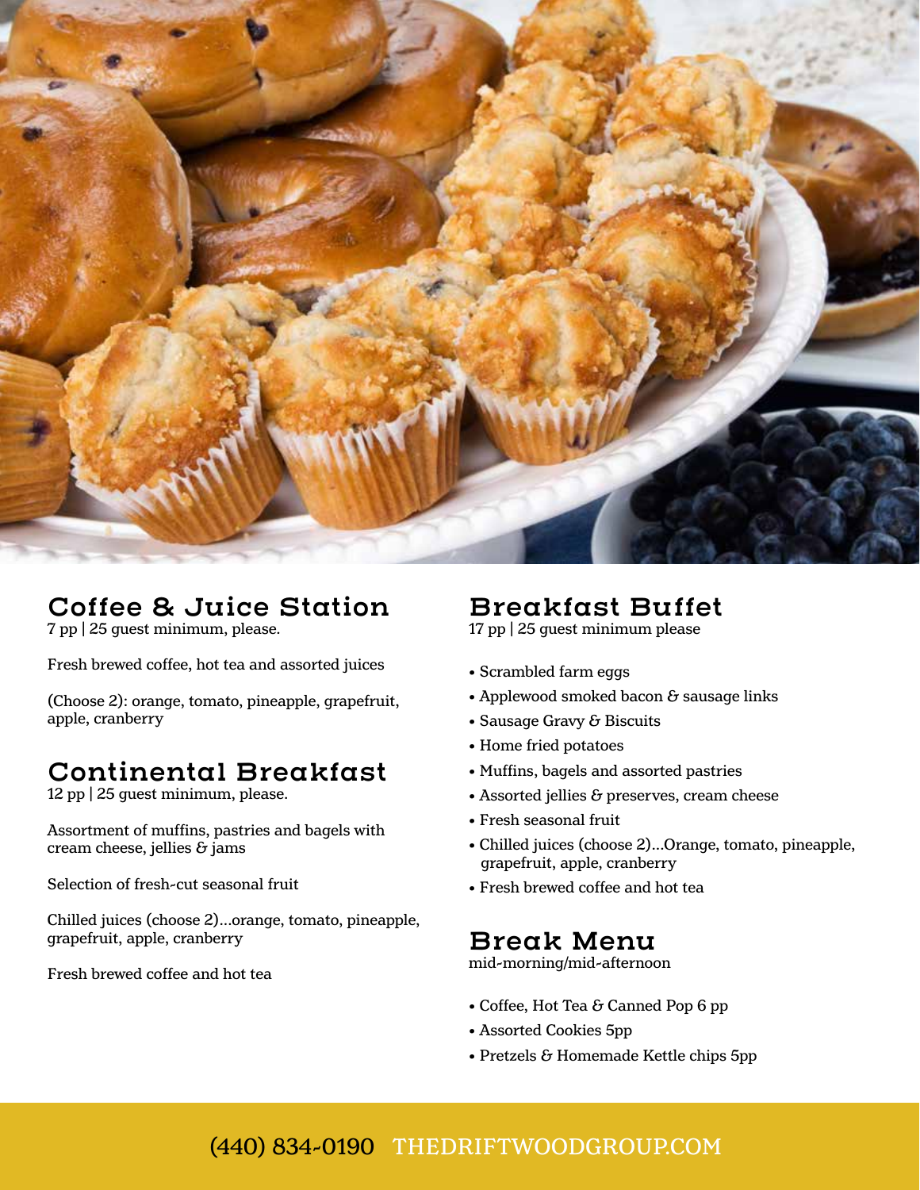## Coffee & Juice Station

7 pp | 25 guest minimum, please.

Fresh brewed coffee, hot tea and assorted juices

(Choose 2): orange, tomato, pineapple, grapefruit, apple, cranberry

## Continental Breakfast

12 pp | 25 guest minimum, please.

Assortment of muffins, pastries and bagels with cream cheese, jellies & jams

Selection of fresh-cut seasonal fruit

Chilled juices (choose 2)...orange, tomato, pineapple, grapefruit, apple, cranberry

Fresh brewed coffee and hot tea

## Breakfast Buffet

17 pp | 25 guest minimum please

- Scrambled farm eggs
- Applewood smoked bacon & sausage links
- Sausage Gravy & Biscuits
- Home fried potatoes
- Muffins, bagels and assorted pastries
- Assorted jellies & preserves, cream cheese
- Fresh seasonal fruit
- Chilled juices (choose 2)...Orange, tomato, pineapple, grapefruit, apple, cranberry
- Fresh brewed coffee and hot tea

## Break Menu

mid-morning/mid-afternoon

- Coffee, Hot Tea & Canned Pop 6 pp
- Assorted Cookies 5pp
- Pretzels & Homemade Kettle chips 5pp

(440) 834-0190 THEDRIFTWOODGROUP.COM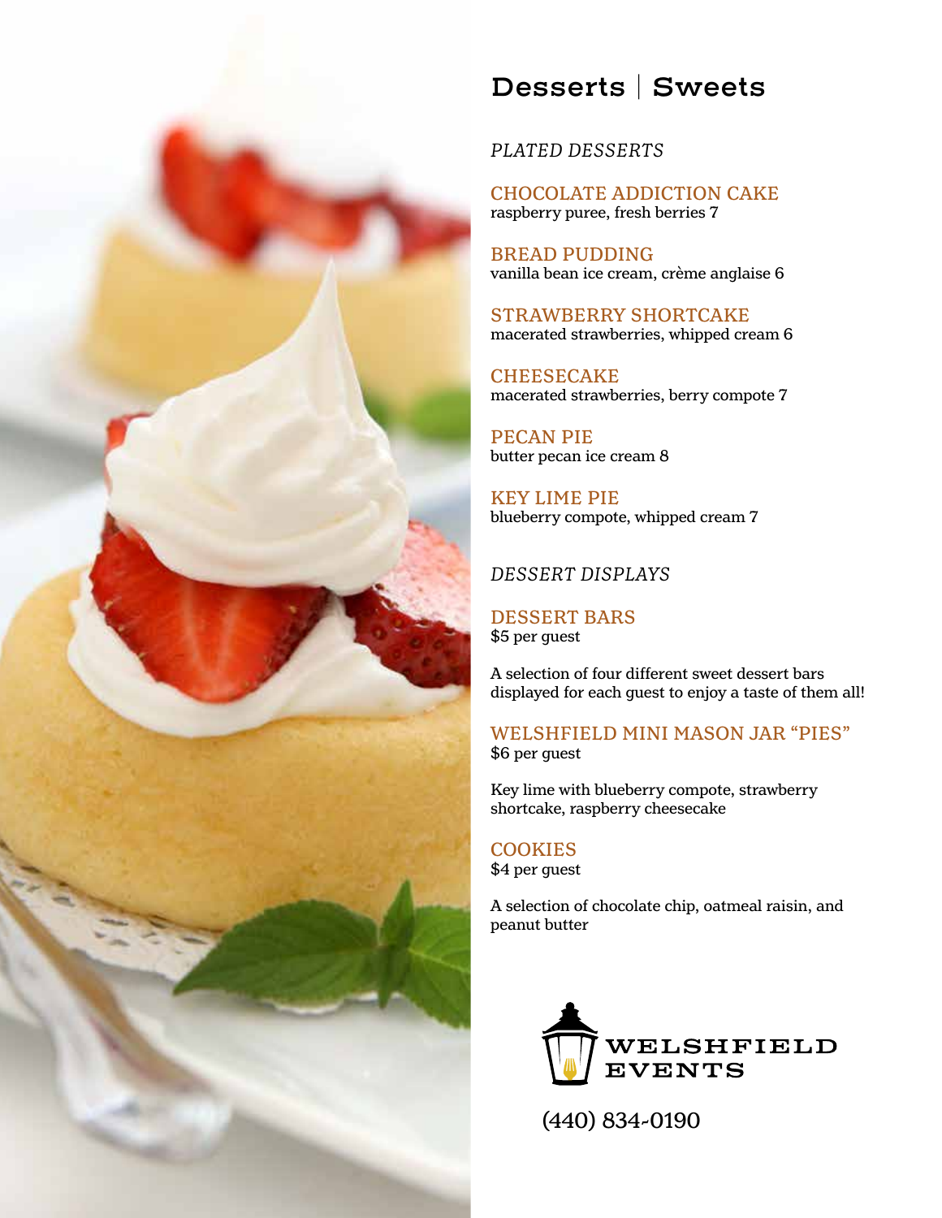# Desserts | Sweets

*PLATED DESSERTS*

### CHOCOLATE ADDICTION CAKE
raspberry puree, fresh berries 7

### BREAD PUDDING
vanilla bean ice cream, crème anglaise 6

### STRAWBERRY SHORTCAKE
macerated strawberries, whipped cream 6

### CHEESECAKE
macerated strawberries, berry compote 7

### PECAN PIE
butter pecan ice cream 8

### KEY LIME PIE
blueberry compote, whipped cream 7

*DESSERT DISPLAYS*

### DESSERT BARS
$5 per guest

A selection of four different sweet dessert bars displayed for each guest to enjoy a taste of them all!

### WELSHFIELD MINI MASON JAR "PIES"
$6 per guest

Key lime with blueberry compote, strawberry shortcake, raspberry cheesecake

### COOKIES
$4 per guest

A selection of chocolate chip, oatmeal raisin, and peanut butter

WELSHFIELD EVENTS

(440) 834-0190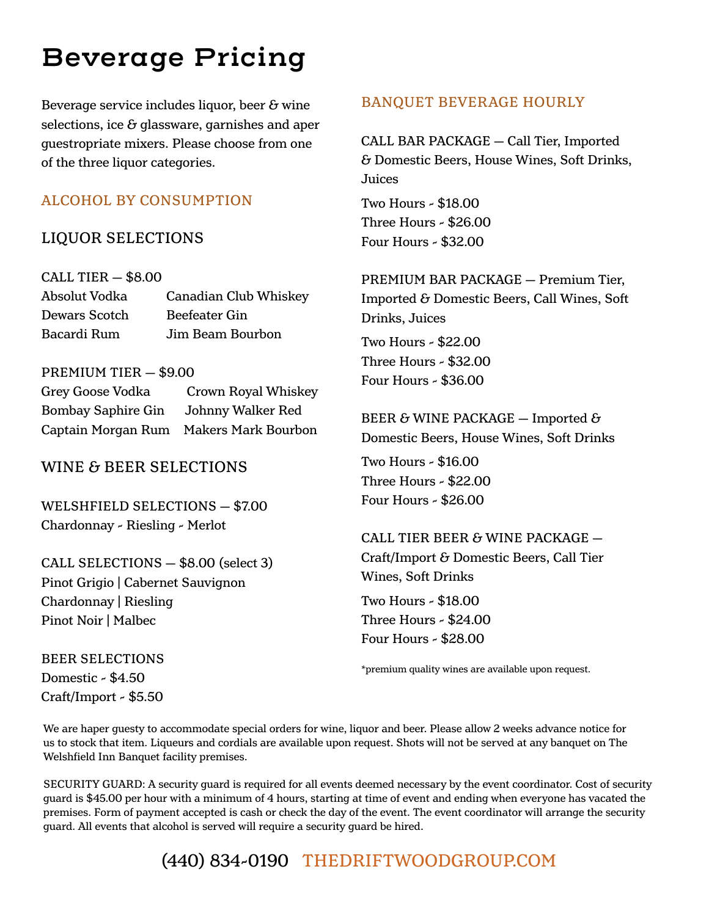# Beverage Pricing

Beverage service includes liquor, beer & wine selections, ice & glassware, garnishes and aper guestropriate mixers. Please choose from one of the three liquor categories.

## ALCOHOL BY CONSUMPTION

### LIQUOR SELECTIONS

CALL TIER — $8.00

| | |
|---|---|
| Absolut Vodka | Canadian Club Whiskey |
| Dewars Scotch | Beefeater Gin |
| Bacardi Rum | Jim Beam Bourbon |

PREMIUM TIER — $9.00

| | |
|---|---|
| Grey Goose Vodka | Crown Royal Whiskey |
| Bombay Saphire Gin | Johnny Walker Red |
| Captain Morgan Rum | Makers Mark Bourbon |

### WINE & BEER SELECTIONS

WELSHFIELD SELECTIONS — $7.00
Chardonnay - Riesling - Merlot

CALL SELECTIONS — $8.00 (select 3)
Pinot Grigio | Cabernet Sauvignon
Chardonnay | Riesling
Pinot Noir | Malbec

BEER SELECTIONS
Domestic - $4.50
Craft/Import - $5.50

## BANQUET BEVERAGE HOURLY

CALL BAR PACKAGE — Call Tier, Imported & Domestic Beers, House Wines, Soft Drinks, Juices

Two Hours - $18.00
Three Hours - $26.00
Four Hours - $32.00

PREMIUM BAR PACKAGE — Premium Tier, Imported & Domestic Beers, Call Wines, Soft Drinks, Juices

Two Hours - $22.00
Three Hours - $32.00
Four Hours - $36.00

BEER & WINE PACKAGE — Imported & Domestic Beers, House Wines, Soft Drinks

Two Hours - $16.00
Three Hours - $22.00
Four Hours - $26.00

CALL TIER BEER & WINE PACKAGE — Craft/Import & Domestic Beers, Call Tier Wines, Soft Drinks

Two Hours - $18.00
Three Hours - $24.00
Four Hours - $28.00

*premium quality wines are available upon request.

We are haper guesty to accommodate special orders for wine, liquor and beer. Please allow 2 weeks advance notice for us to stock that item. Liqueurs and cordials are available upon request. Shots will not be served at any banquet on The Welshfield Inn Banquet facility premises.

SECURITY GUARD: A security guard is required for all events deemed necessary by the event coordinator. Cost of security guard is $45.00 per hour with a minimum of 4 hours, starting at time of event and ending when everyone has vacated the premises. Form of payment accepted is cash or check the day of the event. The event coordinator will arrange the security guard. All events that alcohol is served will require a security guard be hired.

(440) 834-0190 THEDRIFTWOODGROUP.COM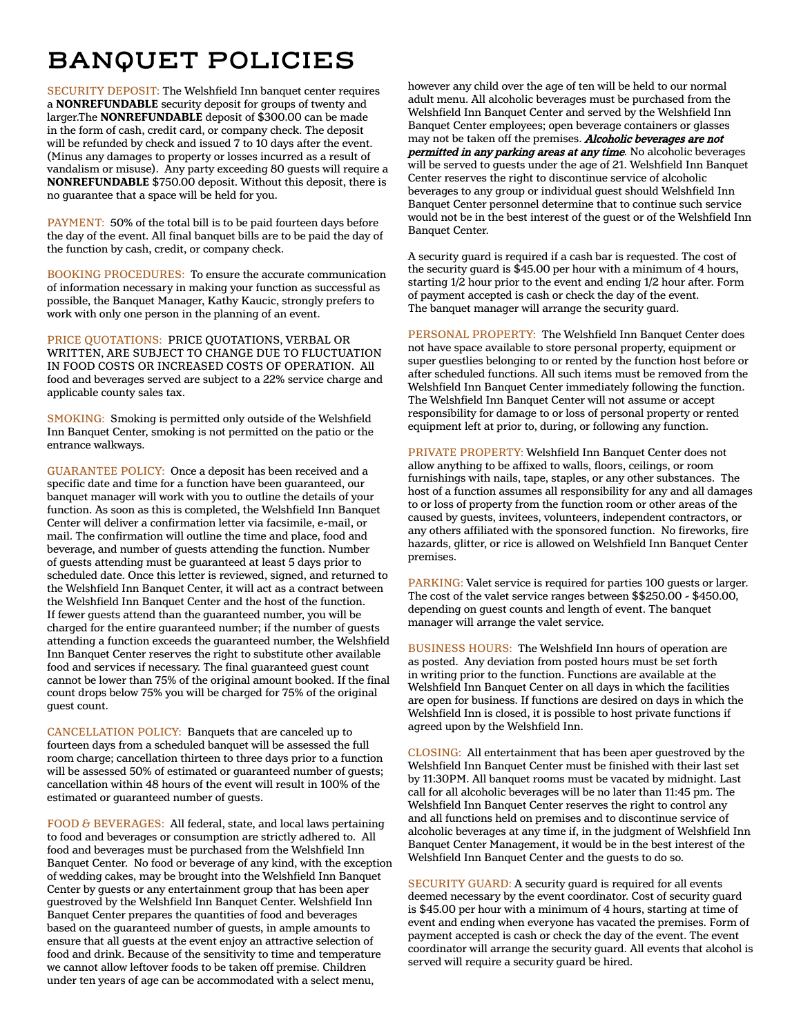# BANQUET POLICIES

SECURITY DEPOSIT: The Welshfield Inn banquet center requires a **NONREFUNDABLE** security deposit for groups of twenty and larger.The **NONREFUNDABLE** deposit of $300.00 can be made in the form of cash, credit card, or company check. The deposit will be refunded by check and issued 7 to 10 days after the event. (Minus any damages to property or losses incurred as a result of vandalism or misuse). Any party exceeding 80 guests will require a **NONREFUNDABLE** $750.00 deposit. Without this deposit, there is no guarantee that a space will be held for you.

PAYMENT: 50% of the total bill is to be paid fourteen days before the day of the event. All final banquet bills are to be paid the day of the function by cash, credit, or company check.

BOOKING PROCEDURES: To ensure the accurate communication of information necessary in making your function as successful as possible, the Banquet Manager, Kathy Kaucic, strongly prefers to work with only one person in the planning of an event.

PRICE QUOTATIONS: PRICE QUOTATIONS, VERBAL OR WRITTEN, ARE SUBJECT TO CHANGE DUE TO FLUCTUATION IN FOOD COSTS OR INCREASED COSTS OF OPERATION. All food and beverages served are subject to a 22% service charge and applicable county sales tax.

SMOKING: Smoking is permitted only outside of the Welshfield Inn Banquet Center, smoking is not permitted on the patio or the entrance walkways.

GUARANTEE POLICY: Once a deposit has been received and a specific date and time for a function have been guaranteed, our banquet manager will work with you to outline the details of your function. As soon as this is completed, the Welshfield Inn Banquet Center will deliver a confirmation letter via facsimile, e-mail, or mail. The confirmation will outline the time and place, food and beverage, and number of guests attending the function. Number of guests attending must be guaranteed at least 5 days prior to scheduled date. Once this letter is reviewed, signed, and returned to the Welshfield Inn Banquet Center, it will act as a contract between the Welshfield Inn Banquet Center and the host of the function. If fewer guests attend than the guaranteed number, you will be charged for the entire guaranteed number; if the number of guests attending a function exceeds the guaranteed number, the Welshfield Inn Banquet Center reserves the right to substitute other available food and services if necessary. The final guaranteed guest count cannot be lower than 75% of the original amount booked. If the final count drops below 75% you will be charged for 75% of the original guest count.

CANCELLATION POLICY: Banquets that are canceled up to fourteen days from a scheduled banquet will be assessed the full room charge; cancellation thirteen to three days prior to a function will be assessed 50% of estimated or guaranteed number of guests; cancellation within 48 hours of the event will result in 100% of the estimated or guaranteed number of guests.

FOOD & BEVERAGES: All federal, state, and local laws pertaining to food and beverages or consumption are strictly adhered to. All food and beverages must be purchased from the Welshfield Inn Banquet Center. No food or beverage of any kind, with the exception of wedding cakes, may be brought into the Welshfield Inn Banquet Center by guests or any entertainment group that has been aper guestroved by the Welshfield Inn Banquet Center. Welshfield Inn Banquet Center prepares the quantities of food and beverages based on the guaranteed number of guests, in ample amounts to ensure that all guests at the event enjoy an attractive selection of food and drink. Because of the sensitivity to time and temperature we cannot allow leftover foods to be taken off premise. Children under ten years of age can be accommodated with a select menu, however any child over the age of ten will be held to our normal adult menu. All alcoholic beverages must be purchased from the Welshfield Inn Banquet Center and served by the Welshfield Inn Banquet Center employees; open beverage containers or glasses may not be taken off the premises. ***Alcoholic beverages are not permitted in any parking areas at any time***. No alcoholic beverages will be served to guests under the age of 21. Welshfield Inn Banquet Center reserves the right to discontinue service of alcoholic beverages to any group or individual guest should Welshfield Inn Banquet Center personnel determine that to continue such service would not be in the best interest of the guest or of the Welshfield Inn Banquet Center.

A security guard is required if a cash bar is requested. The cost of the security guard is $45.00 per hour with a minimum of 4 hours, starting 1/2 hour prior to the event and ending 1/2 hour after. Form of payment accepted is cash or check the day of the event. The banquet manager will arrange the security guard.

PERSONAL PROPERTY: The Welshfield Inn Banquet Center does not have space available to store personal property, equipment or super guestlies belonging to or rented by the function host before or after scheduled functions. All such items must be removed from the Welshfield Inn Banquet Center immediately following the function. The Welshfield Inn Banquet Center will not assume or accept responsibility for damage to or loss of personal property or rented equipment left at prior to, during, or following any function.

PRIVATE PROPERTY: Welshfield Inn Banquet Center does not allow anything to be affixed to walls, floors, ceilings, or room furnishings with nails, tape, staples, or any other substances. The host of a function assumes all responsibility for any and all damages to or loss of property from the function room or other areas of the caused by guests, invitees, volunteers, independent contractors, or any others affiliated with the sponsored function. No fireworks, fire hazards, glitter, or rice is allowed on Welshfield Inn Banquet Center premises.

PARKING: Valet service is required for parties 100 guests or larger. The cost of the valet service ranges between $$250.00 - $450.00, depending on guest counts and length of event. The banquet manager will arrange the valet service.

BUSINESS HOURS: The Welshfield Inn hours of operation are as posted. Any deviation from posted hours must be set forth in writing prior to the function. Functions are available at the Welshfield Inn Banquet Center on all days in which the facilities are open for business. If functions are desired on days in which the Welshfield Inn is closed, it is possible to host private functions if agreed upon by the Welshfield Inn.

CLOSING: All entertainment that has been aper guestroved by the Welshfield Inn Banquet Center must be finished with their last set by 11:30PM. All banquet rooms must be vacated by midnight. Last call for all alcoholic beverages will be no later than 11:45 pm. The Welshfield Inn Banquet Center reserves the right to control any and all functions held on premises and to discontinue service of alcoholic beverages at any time if, in the judgment of Welshfield Inn Banquet Center Management, it would be in the best interest of the Welshfield Inn Banquet Center and the guests to do so.

SECURITY GUARD: A security guard is required for all events deemed necessary by the event coordinator. Cost of security guard is $45.00 per hour with a minimum of 4 hours, starting at time of event and ending when everyone has vacated the premises. Form of payment accepted is cash or check the day of the event. The event coordinator will arrange the security guard. All events that alcohol is served will require a security guard be hired.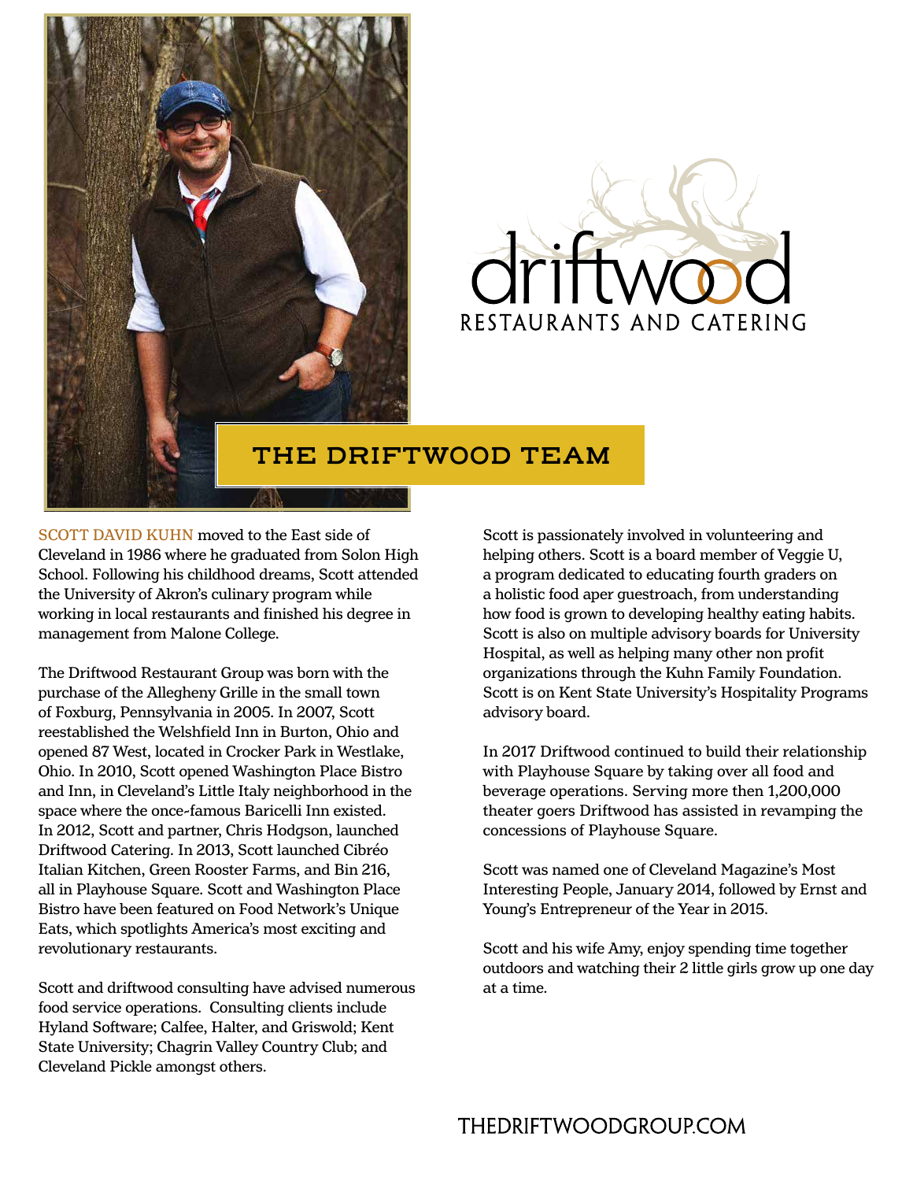driftwood

RESTAURANTS AND CATERING

## THE DRIFTWOOD TEAM

SCOTT DAVID KUHN moved to the East side of Cleveland in 1986 where he graduated from Solon High School. Following his childhood dreams, Scott attended the University of Akron's culinary program while working in local restaurants and finished his degree in management from Malone College.

The Driftwood Restaurant Group was born with the purchase of the Allegheny Grille in the small town of Foxburg, Pennsylvania in 2005. In 2007, Scott reestablished the Welshfield Inn in Burton, Ohio and opened 87 West, located in Crocker Park in Westlake, Ohio. In 2010, Scott opened Washington Place Bistro and Inn, in Cleveland's Little Italy neighborhood in the space where the once-famous Baricelli Inn existed. In 2012, Scott and partner, Chris Hodgson, launched Driftwood Catering. In 2013, Scott launched Cibréo Italian Kitchen, Green Rooster Farms, and Bin 216, all in Playhouse Square. Scott and Washington Place Bistro have been featured on Food Network's Unique Eats, which spotlights America's most exciting and revolutionary restaurants.

Scott and driftwood consulting have advised numerous food service operations. Consulting clients include Hyland Software; Calfee, Halter, and Griswold; Kent State University; Chagrin Valley Country Club; and Cleveland Pickle amongst others.

Scott is passionately involved in volunteering and helping others. Scott is a board member of Veggie U, a program dedicated to educating fourth graders on a holistic food aper guestroach, from understanding how food is grown to developing healthy eating habits. Scott is also on multiple advisory boards for University Hospital, as well as helping many other non profit organizations through the Kuhn Family Foundation. Scott is on Kent State University's Hospitality Programs advisory board.

In 2017 Driftwood continued to build their relationship with Playhouse Square by taking over all food and beverage operations. Serving more then 1,200,000 theater goers Driftwood has assisted in revamping the concessions of Playhouse Square.

Scott was named one of Cleveland Magazine's Most Interesting People, January 2014, followed by Ernst and Young's Entrepreneur of the Year in 2015.

Scott and his wife Amy, enjoy spending time together outdoors and watching their 2 little girls grow up one day at a time.

THEDRIFTWOODGROUP.COM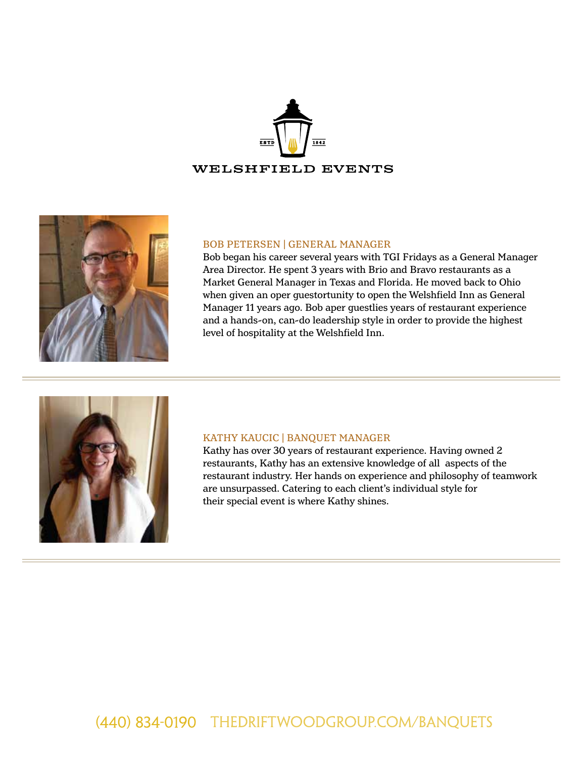WELSHFIELD EVENTS

ESTD 1842

### BOB PETERSEN | GENERAL MANAGER

Bob began his career several years with TGI Fridays as a General Manager Area Director. He spent 3 years with Brio and Bravo restaurants as a Market General Manager in Texas and Florida. He moved back to Ohio when given an oper guestortunity to open the Welshfield Inn as General Manager 11 years ago. Bob aper guestlies years of restaurant experience and a hands-on, can-do leadership style in order to provide the highest level of hospitality at the Welshfield Inn.

---

### KATHY KAUCIC | BANQUET MANAGER

Kathy has over 30 years of restaurant experience. Having owned 2 restaurants, Kathy has an extensive knowledge of all aspects of the restaurant industry. Her hands on experience and philosophy of teamwork are unsurpassed. Catering to each client's individual style for their special event is where Kathy shines.

---

(440) 834-0190 THEDRIFTWOODGROUP.COM/BANQUETS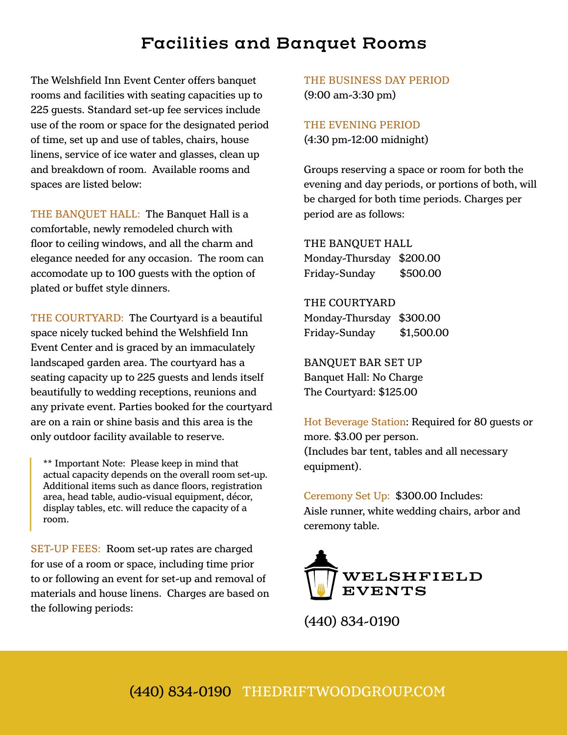# Facilities and Banquet Rooms

The Welshfield Inn Event Center offers banquet rooms and facilities with seating capacities up to 225 guests. Standard set-up fee services include use of the room or space for the designated period of time, set up and use of tables, chairs, house linens, service of ice water and glasses, clean up and breakdown of room. Available rooms and spaces are listed below:

THE BANQUET HALL: The Banquet Hall is a comfortable, newly remodeled church with floor to ceiling windows, and all the charm and elegance needed for any occasion. The room can accomodate up to 100 guests with the option of plated or buffet style dinners.

THE COURTYARD: The Courtyard is a beautiful space nicely tucked behind the Welshfield Inn Event Center and is graced by an immaculately landscaped garden area. The courtyard has a seating capacity up to 225 guests and lends itself beautifully to wedding receptions, reunions and any private event. Parties booked for the courtyard are on a rain or shine basis and this area is the only outdoor facility available to reserve.

> ** Important Note: Please keep in mind that actual capacity depends on the overall room set-up. Additional items such as dance floors, registration area, head table, audio-visual equipment, décor, display tables, etc. will reduce the capacity of a room.

SET-UP FEES: Room set-up rates are charged for use of a room or space, including time prior to or following an event for set-up and removal of materials and house linens. Charges are based on the following periods:

THE BUSINESS DAY PERIOD
(9:00 am-3:30 pm)

THE EVENING PERIOD
(4:30 pm-12:00 midnight)

Groups reserving a space or room for both the evening and day periods, or portions of both, will be charged for both time periods. Charges per period are as follows:

THE BANQUET HALL
Monday-Thursday $200.00
Friday-Sunday $500.00

THE COURTYARD
Monday-Thursday $300.00
Friday-Sunday $1,500.00

BANQUET BAR SET UP
Banquet Hall: No Charge
The Courtyard: $125.00

Hot Beverage Station: Required for 80 guests or more. $3.00 per person.
(Includes bar tent, tables and all necessary equipment).

Ceremony Set Up: $300.00 Includes:
Aisle runner, white wedding chairs, arbor and ceremony table.

WELSHFIELD EVENTS

(440) 834-0190

(440) 834-0190 THEDRIFTWOODGROUP.COM